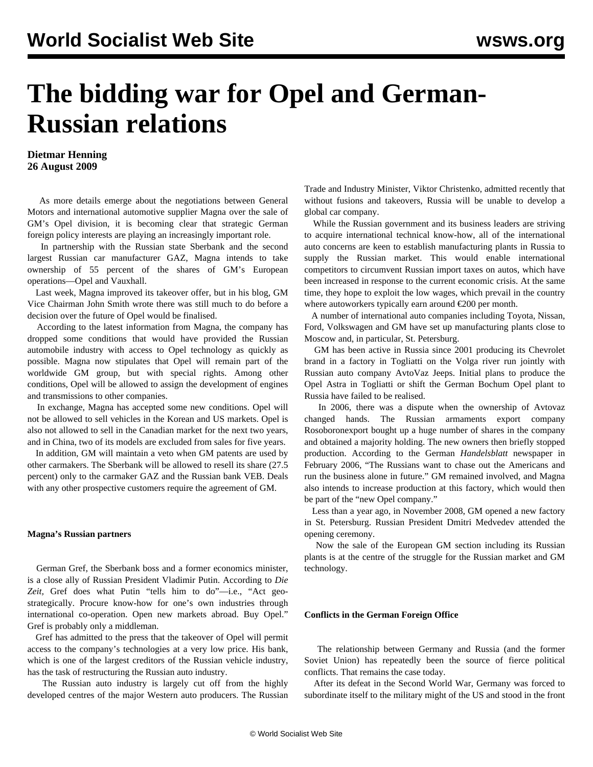# The bidding war for Opel and German-Russian relations

**Dietmar Henning**
**26 August 2009**

As more details emerge about the negotiations between General Motors and international automotive supplier Magna over the sale of GM's Opel division, it is becoming clear that strategic German foreign policy interests are playing an increasingly important role.

In partnership with the Russian state Sberbank and the second largest Russian car manufacturer GAZ, Magna intends to take ownership of 55 percent of the shares of GM's European operations—Opel and Vauxhall.

Last week, Magna improved its takeover offer, but in his blog, GM Vice Chairman John Smith wrote there was still much to do before a decision over the future of Opel would be finalised.

According to the latest information from Magna, the company has dropped some conditions that would have provided the Russian automobile industry with access to Opel technology as quickly as possible. Magna now stipulates that Opel will remain part of the worldwide GM group, but with special rights. Among other conditions, Opel will be allowed to assign the development of engines and transmissions to other companies.

In exchange, Magna has accepted some new conditions. Opel will not be allowed to sell vehicles in the Korean and US markets. Opel is also not allowed to sell in the Canadian market for the next two years, and in China, two of its models are excluded from sales for five years.

In addition, GM will maintain a veto when GM patents are used by other carmakers. The Sberbank will be allowed to resell its share (27.5 percent) only to the carmaker GAZ and the Russian bank VEB. Deals with any other prospective customers require the agreement of GM.

### Magna's Russian partners

German Gref, the Sberbank boss and a former economics minister, is a close ally of Russian President Vladimir Putin. According to *Die Zeit*, Gref does what Putin "tells him to do"—i.e., "Act geo-strategically. Procure know-how for one's own industries through international co-operation. Open new markets abroad. Buy Opel." Gref is probably only a middleman.

Gref has admitted to the press that the takeover of Opel will permit access to the company's technologies at a very low price. His bank, which is one of the largest creditors of the Russian vehicle industry, has the task of restructuring the Russian auto industry.

The Russian auto industry is largely cut off from the highly developed centres of the major Western auto producers. The Russian Trade and Industry Minister, Viktor Christenko, admitted recently that without fusions and takeovers, Russia will be unable to develop a global car company.

While the Russian government and its business leaders are striving to acquire international technical know-how, all of the international auto concerns are keen to establish manufacturing plants in Russia to supply the Russian market. This would enable international competitors to circumvent Russian import taxes on autos, which have been increased in response to the current economic crisis. At the same time, they hope to exploit the low wages, which prevail in the country where autoworkers typically earn around €200 per month.

A number of international auto companies including Toyota, Nissan, Ford, Volkswagen and GM have set up manufacturing plants close to Moscow and, in particular, St. Petersburg.

GM has been active in Russia since 2001 producing its Chevrolet brand in a factory in Togliatti on the Volga river run jointly with Russian auto company AvtoVaz Jeeps. Initial plans to produce the Opel Astra in Togliatti or shift the German Bochum Opel plant to Russia have failed to be realised.

In 2006, there was a dispute when the ownership of Avtovaz changed hands. The Russian armaments export company Rosoboronexport bought up a huge number of shares in the company and obtained a majority holding. The new owners then briefly stopped production. According to the German *Handelsblatt* newspaper in February 2006, "The Russians want to chase out the Americans and run the business alone in future." GM remained involved, and Magna also intends to increase production at this factory, which would then be part of the "new Opel company."

Less than a year ago, in November 2008, GM opened a new factory in St. Petersburg. Russian President Dmitri Medvedev attended the opening ceremony.

Now the sale of the European GM section including its Russian plants is at the centre of the struggle for the Russian market and GM technology.

### Conflicts in the German Foreign Office

The relationship between Germany and Russia (and the former Soviet Union) has repeatedly been the source of fierce political conflicts. That remains the case today.

After its defeat in the Second World War, Germany was forced to subordinate itself to the military might of the US and stood in the front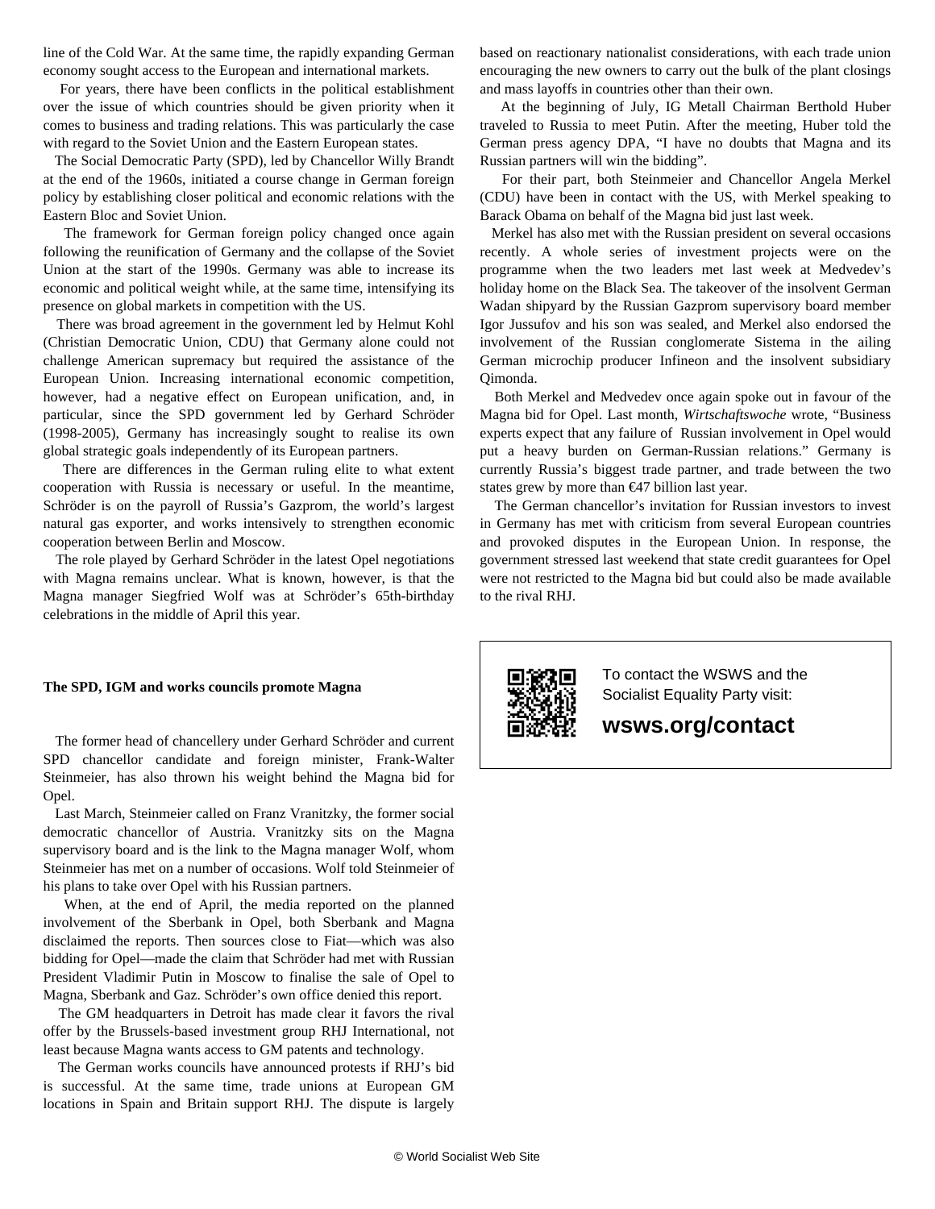line of the Cold War. At the same time, the rapidly expanding German economy sought access to the European and international markets.

For years, there have been conflicts in the political establishment over the issue of which countries should be given priority when it comes to business and trading relations. This was particularly the case with regard to the Soviet Union and the Eastern European states.

The Social Democratic Party (SPD), led by Chancellor Willy Brandt at the end of the 1960s, initiated a course change in German foreign policy by establishing closer political and economic relations with the Eastern Bloc and Soviet Union.

The framework for German foreign policy changed once again following the reunification of Germany and the collapse of the Soviet Union at the start of the 1990s. Germany was able to increase its economic and political weight while, at the same time, intensifying its presence on global markets in competition with the US.

There was broad agreement in the government led by Helmut Kohl (Christian Democratic Union, CDU) that Germany alone could not challenge American supremacy but required the assistance of the European Union. Increasing international economic competition, however, had a negative effect on European unification, and, in particular, since the SPD government led by Gerhard Schröder (1998-2005), Germany has increasingly sought to realise its own global strategic goals independently of its European partners.

There are differences in the German ruling elite to what extent cooperation with Russia is necessary or useful. In the meantime, Schröder is on the payroll of Russia's Gazprom, the world's largest natural gas exporter, and works intensively to strengthen economic cooperation between Berlin and Moscow.

The role played by Gerhard Schröder in the latest Opel negotiations with Magna remains unclear. What is known, however, is that the Magna manager Siegfried Wolf was at Schröder's 65th-birthday celebrations in the middle of April this year.

**The SPD, IGM and works councils promote Magna**

The former head of chancellery under Gerhard Schröder and current SPD chancellor candidate and foreign minister, Frank-Walter Steinmeier, has also thrown his weight behind the Magna bid for Opel.

Last March, Steinmeier called on Franz Vranitzky, the former social democratic chancellor of Austria. Vranitzky sits on the Magna supervisory board and is the link to the Magna manager Wolf, whom Steinmeier has met on a number of occasions. Wolf told Steinmeier of his plans to take over Opel with his Russian partners.

When, at the end of April, the media reported on the planned involvement of the Sberbank in Opel, both Sberbank and Magna disclaimed the reports. Then sources close to Fiat—which was also bidding for Opel—made the claim that Schröder had met with Russian President Vladimir Putin in Moscow to finalise the sale of Opel to Magna, Sberbank and Gaz. Schröder's own office denied this report.

The GM headquarters in Detroit has made clear it favors the rival offer by the Brussels-based investment group RHJ International, not least because Magna wants access to GM patents and technology.

The German works councils have announced protests if RHJ's bid is successful. At the same time, trade unions at European GM locations in Spain and Britain support RHJ. The dispute is largely based on reactionary nationalist considerations, with each trade union encouraging the new owners to carry out the bulk of the plant closings and mass layoffs in countries other than their own.

At the beginning of July, IG Metall Chairman Berthold Huber traveled to Russia to meet Putin. After the meeting, Huber told the German press agency DPA, "I have no doubts that Magna and its Russian partners will win the bidding".

For their part, both Steinmeier and Chancellor Angela Merkel (CDU) have been in contact with the US, with Merkel speaking to Barack Obama on behalf of the Magna bid just last week.

Merkel has also met with the Russian president on several occasions recently. A whole series of investment projects were on the programme when the two leaders met last week at Medvedev's holiday home on the Black Sea. The takeover of the insolvent German Wadan shipyard by the Russian Gazprom supervisory board member Igor Jussufov and his son was sealed, and Merkel also endorsed the involvement of the Russian conglomerate Sistema in the ailing German microchip producer Infineon and the insolvent subsidiary Qimonda.

Both Merkel and Medvedev once again spoke out in favour of the Magna bid for Opel. Last month, *Wirtschaftswoche* wrote, "Business experts expect that any failure of Russian involvement in Opel would put a heavy burden on German-Russian relations." Germany is currently Russia's biggest trade partner, and trade between the two states grew by more than €47 billion last year.

The German chancellor's invitation for Russian investors to invest in Germany has met with criticism from several European countries and provoked disputes in the European Union. In response, the government stressed last weekend that state credit guarantees for Opel were not restricted to the Magna bid but could also be made available to the rival RHJ.

To contact the WSWS and the Socialist Equality Party visit:

**wsws.org/contact**